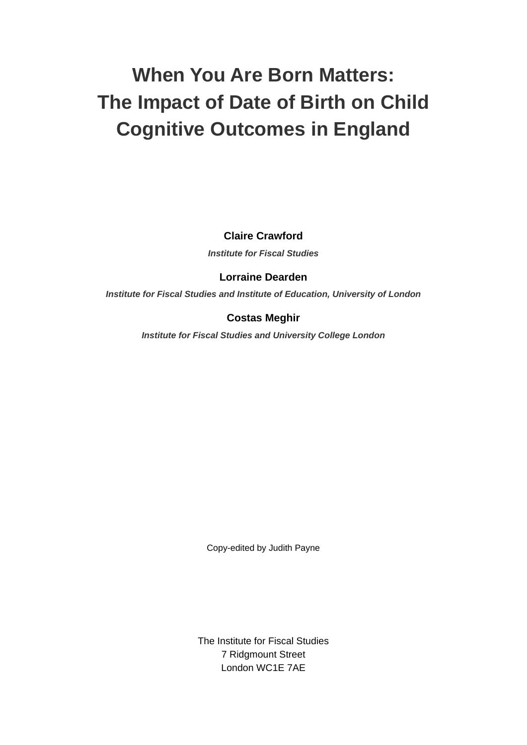# When You Are Born Matters: The Impact of Date of Birth on Child Cognitive Outcomes in England

**Claire Crawford**

***Institute for Fiscal Studies***

**Lorraine Dearden**

***Institute for Fiscal Studies and Institute of Education, University of London***

**Costas Meghir**

***Institute for Fiscal Studies and University College London***

Copy-edited by Judith Payne

The Institute for Fiscal Studies
7 Ridgmount Street
London WC1E 7AE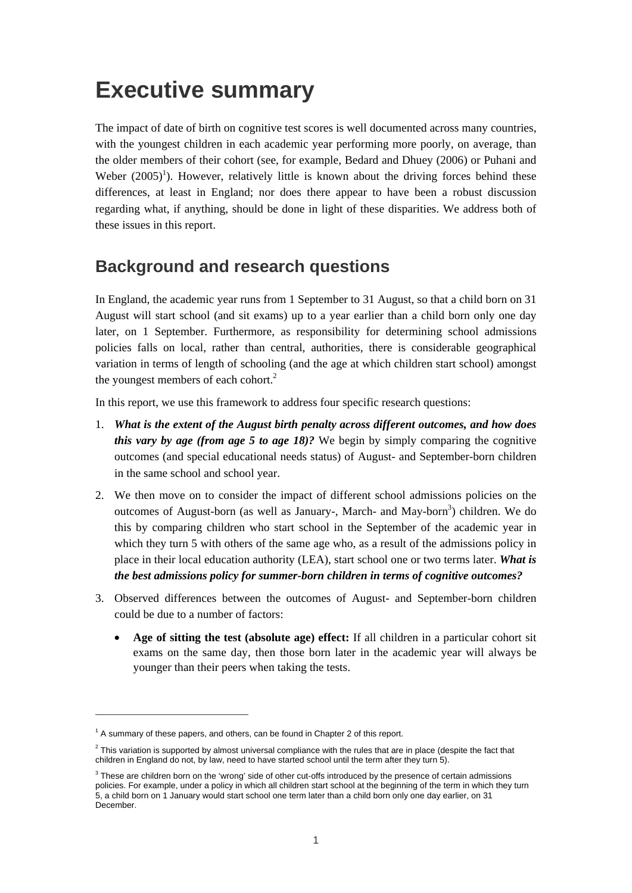# Executive summary

The impact of date of birth on cognitive test scores is well documented across many countries, with the youngest children in each academic year performing more poorly, on average, than the older members of their cohort (see, for example, Bedard and Dhuey (2006) or Puhani and Weber (2005)[1]). However, relatively little is known about the driving forces behind these differences, at least in England; nor does there appear to have been a robust discussion regarding what, if anything, should be done in light of these disparities. We address both of these issues in this report.

## Background and research questions

In England, the academic year runs from 1 September to 31 August, so that a child born on 31 August will start school (and sit exams) up to a year earlier than a child born only one day later, on 1 September. Furthermore, as responsibility for determining school admissions policies falls on local, rather than central, authorities, there is considerable geographical variation in terms of length of schooling (and the age at which children start school) amongst the youngest members of each cohort.[2]

In this report, we use this framework to address four specific research questions:

1. ***What is the extent of the August birth penalty across different outcomes, and how does this vary by age (from age 5 to age 18)?*** We begin by simply comparing the cognitive outcomes (and special educational needs status) of August- and September-born children in the same school and school year.

2. We then move on to consider the impact of different school admissions policies on the outcomes of August-born (as well as January-, March- and May-born[3]) children. We do this by comparing children who start school in the September of the academic year in which they turn 5 with others of the same age who, as a result of the admissions policy in place in their local education authority (LEA), start school one or two terms later. ***What is the best admissions policy for summer-born children in terms of cognitive outcomes?***

3. Observed differences between the outcomes of August- and September-born children could be due to a number of factors:

    - **Age of sitting the test (absolute age) effect:** If all children in a particular cohort sit exams on the same day, then those born later in the academic year will always be younger than their peers when taking the tests.

---

[1] A summary of these papers, and others, can be found in Chapter 2 of this report.

[2] This variation is supported by almost universal compliance with the rules that are in place (despite the fact that children in England do not, by law, need to have started school until the term after they turn 5).

[3] These are children born on the 'wrong' side of other cut-offs introduced by the presence of certain admissions policies. For example, under a policy in which all children start school at the beginning of the term in which they turn 5, a child born on 1 January would start school one term later than a child born only one day earlier, on 31 December.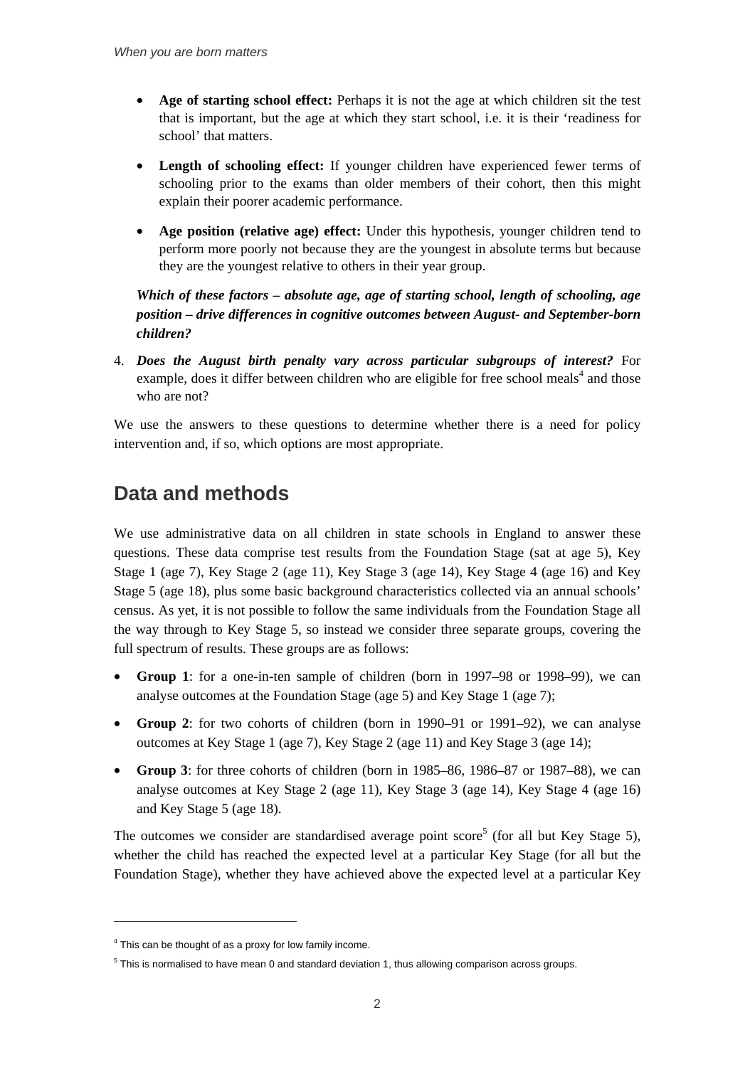- **Age of starting school effect:** Perhaps it is not the age at which children sit the test that is important, but the age at which they start school, i.e. it is their 'readiness for school' that matters.
- **Length of schooling effect:** If younger children have experienced fewer terms of schooling prior to the exams than older members of their cohort, then this might explain their poorer academic performance.
- **Age position (relative age) effect:** Under this hypothesis, younger children tend to perform more poorly not because they are the youngest in absolute terms but because they are the youngest relative to others in their year group.

***Which of these factors – absolute age, age of starting school, length of schooling, age position – drive differences in cognitive outcomes between August- and September-born children?***

4. ***Does the August birth penalty vary across particular subgroups of interest?*** For example, does it differ between children who are eligible for free school meals[4] and those who are not?

We use the answers to these questions to determine whether there is a need for policy intervention and, if so, which options are most appropriate.

## Data and methods

We use administrative data on all children in state schools in England to answer these questions. These data comprise test results from the Foundation Stage (sat at age 5), Key Stage 1 (age 7), Key Stage 2 (age 11), Key Stage 3 (age 14), Key Stage 4 (age 16) and Key Stage 5 (age 18), plus some basic background characteristics collected via an annual schools' census. As yet, it is not possible to follow the same individuals from the Foundation Stage all the way through to Key Stage 5, so instead we consider three separate groups, covering the full spectrum of results. These groups are as follows:

- **Group 1**: for a one-in-ten sample of children (born in 1997–98 or 1998–99), we can analyse outcomes at the Foundation Stage (age 5) and Key Stage 1 (age 7);
- **Group 2**: for two cohorts of children (born in 1990–91 or 1991–92), we can analyse outcomes at Key Stage 1 (age 7), Key Stage 2 (age 11) and Key Stage 3 (age 14);
- **Group 3**: for three cohorts of children (born in 1985–86, 1986–87 or 1987–88), we can analyse outcomes at Key Stage 2 (age 11), Key Stage 3 (age 14), Key Stage 4 (age 16) and Key Stage 5 (age 18).

The outcomes we consider are standardised average point score[5] (for all but Key Stage 5), whether the child has reached the expected level at a particular Key Stage (for all but the Foundation Stage), whether they have achieved above the expected level at a particular Key

[4] This can be thought of as a proxy for low family income.

[5] This is normalised to have mean 0 and standard deviation 1, thus allowing comparison across groups.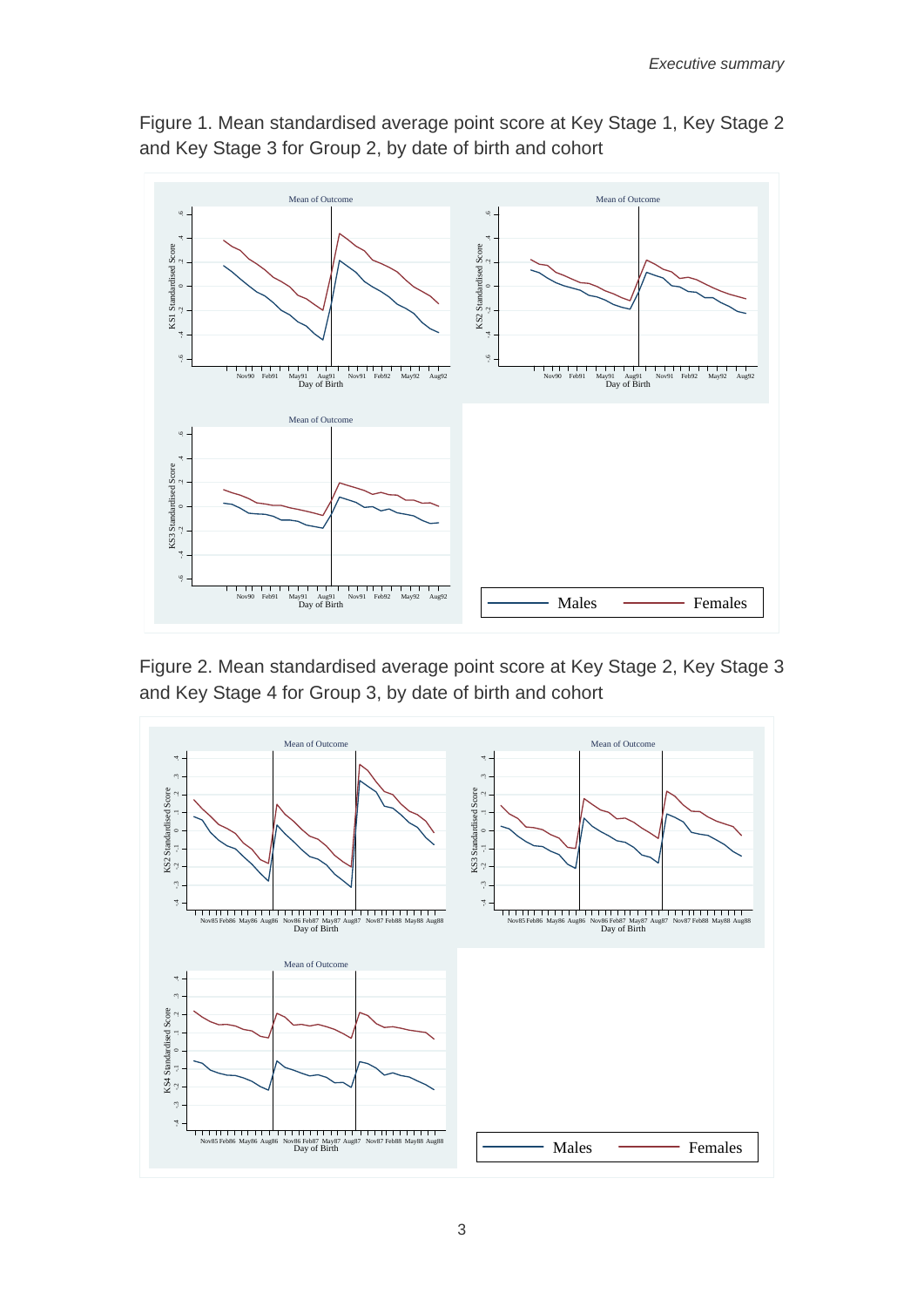Figure 1. Mean standardised average point score at Key Stage 1, Key Stage 2 and Key Stage 3 for Group 2, by date of birth and cohort

Figure 2. Mean standardised average point score at Key Stage 2, Key Stage 3 and Key Stage 4 for Group 3, by date of birth and cohort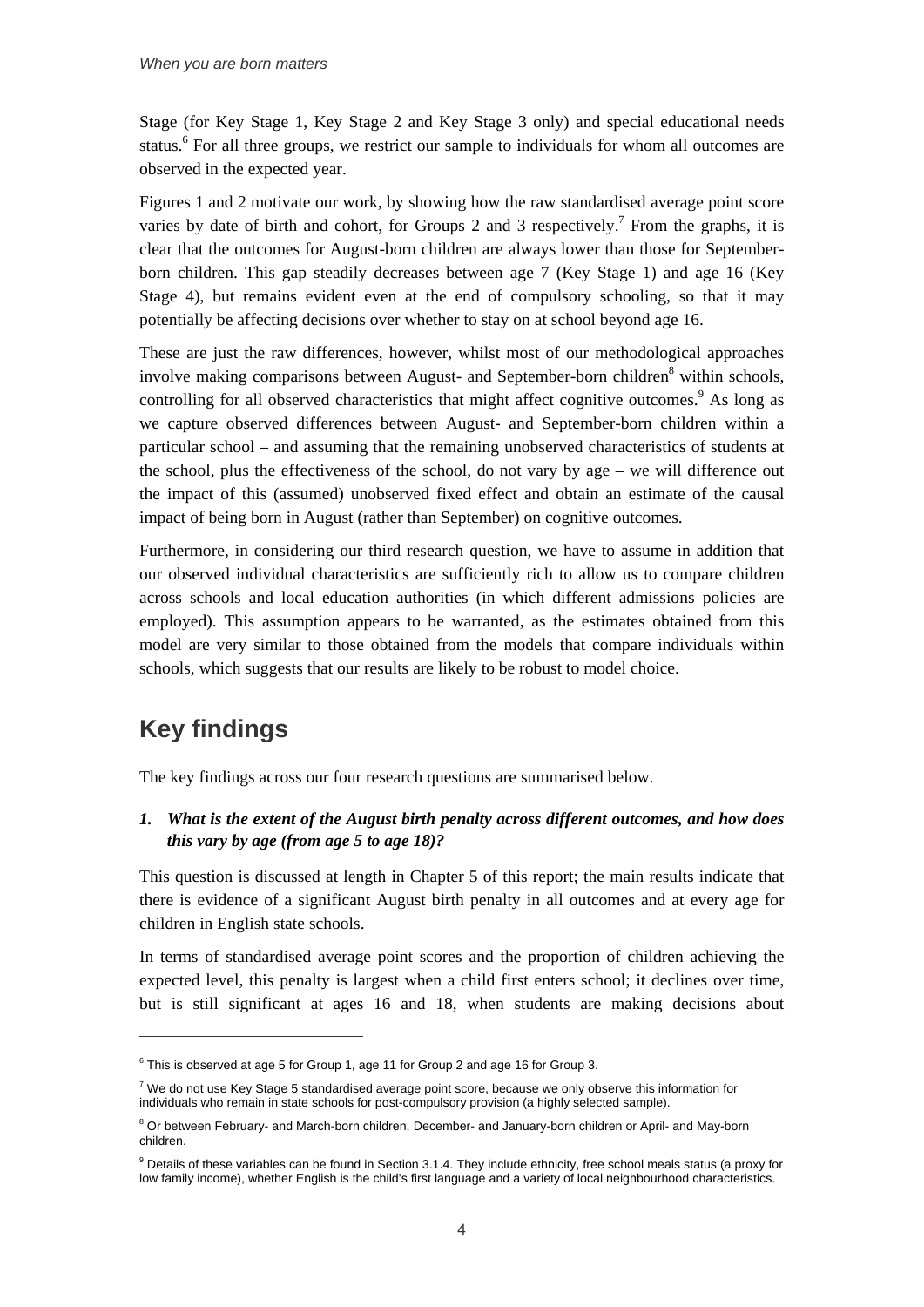Stage (for Key Stage 1, Key Stage 2 and Key Stage 3 only) and special educational needs status.[6] For all three groups, we restrict our sample to individuals for whom all outcomes are observed in the expected year.

Figures 1 and 2 motivate our work, by showing how the raw standardised average point score varies by date of birth and cohort, for Groups 2 and 3 respectively.[7] From the graphs, it is clear that the outcomes for August-born children are always lower than those for September-born children. This gap steadily decreases between age 7 (Key Stage 1) and age 16 (Key Stage 4), but remains evident even at the end of compulsory schooling, so that it may potentially be affecting decisions over whether to stay on at school beyond age 16.

These are just the raw differences, however, whilst most of our methodological approaches involve making comparisons between August- and September-born children[8] within schools, controlling for all observed characteristics that might affect cognitive outcomes.[9] As long as we capture observed differences between August- and September-born children within a particular school – and assuming that the remaining unobserved characteristics of students at the school, plus the effectiveness of the school, do not vary by age – we will difference out the impact of this (assumed) unobserved fixed effect and obtain an estimate of the causal impact of being born in August (rather than September) on cognitive outcomes.

Furthermore, in considering our third research question, we have to assume in addition that our observed individual characteristics are sufficiently rich to allow us to compare children across schools and local education authorities (in which different admissions policies are employed). This assumption appears to be warranted, as the estimates obtained from this model are very similar to those obtained from the models that compare individuals within schools, which suggests that our results are likely to be robust to model choice.

## Key findings

The key findings across our four research questions are summarised below.

### *1. What is the extent of the August birth penalty across different outcomes, and how does this vary by age (from age 5 to age 18)?*

This question is discussed at length in Chapter 5 of this report; the main results indicate that there is evidence of a significant August birth penalty in all outcomes and at every age for children in English state schools.

In terms of standardised average point scores and the proportion of children achieving the expected level, this penalty is largest when a child first enters school; it declines over time, but is still significant at ages 16 and 18, when students are making decisions about

---

[6] This is observed at age 5 for Group 1, age 11 for Group 2 and age 16 for Group 3.

[7] We do not use Key Stage 5 standardised average point score, because we only observe this information for individuals who remain in state schools for post-compulsory provision (a highly selected sample).

[8] Or between February- and March-born children, December- and January-born children or April- and May-born children.

[9] Details of these variables can be found in Section 3.1.4. They include ethnicity, free school meals status (a proxy for low family income), whether English is the child's first language and a variety of local neighbourhood characteristics.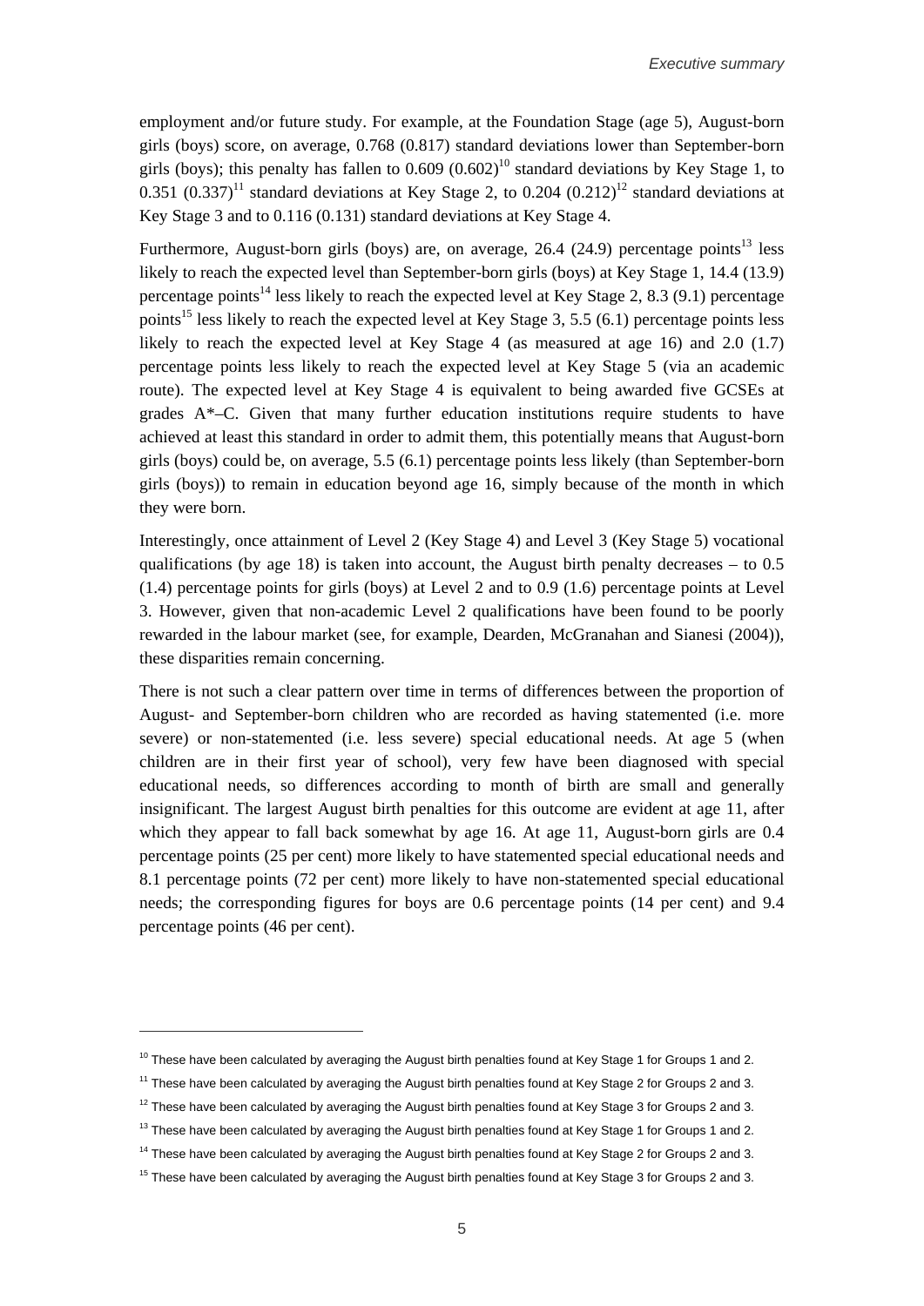employment and/or future study. For example, at the Foundation Stage (age 5), August-born girls (boys) score, on average, 0.768 (0.817) standard deviations lower than September-born girls (boys); this penalty has fallen to 0.609 (0.602)[10] standard deviations by Key Stage 1, to 0.351 (0.337)[11] standard deviations at Key Stage 2, to 0.204 (0.212)[12] standard deviations at Key Stage 3 and to 0.116 (0.131) standard deviations at Key Stage 4.

Furthermore, August-born girls (boys) are, on average, 26.4 (24.9) percentage points[13] less likely to reach the expected level than September-born girls (boys) at Key Stage 1, 14.4 (13.9) percentage points[14] less likely to reach the expected level at Key Stage 2, 8.3 (9.1) percentage points[15] less likely to reach the expected level at Key Stage 3, 5.5 (6.1) percentage points less likely to reach the expected level at Key Stage 4 (as measured at age 16) and 2.0 (1.7) percentage points less likely to reach the expected level at Key Stage 5 (via an academic route). The expected level at Key Stage 4 is equivalent to being awarded five GCSEs at grades A*–C. Given that many further education institutions require students to have achieved at least this standard in order to admit them, this potentially means that August-born girls (boys) could be, on average, 5.5 (6.1) percentage points less likely (than September-born girls (boys)) to remain in education beyond age 16, simply because of the month in which they were born.

Interestingly, once attainment of Level 2 (Key Stage 4) and Level 3 (Key Stage 5) vocational qualifications (by age 18) is taken into account, the August birth penalty decreases – to 0.5 (1.4) percentage points for girls (boys) at Level 2 and to 0.9 (1.6) percentage points at Level 3. However, given that non-academic Level 2 qualifications have been found to be poorly rewarded in the labour market (see, for example, Dearden, McGranahan and Sianesi (2004)), these disparities remain concerning.

There is not such a clear pattern over time in terms of differences between the proportion of August- and September-born children who are recorded as having statemented (i.e. more severe) or non-statemented (i.e. less severe) special educational needs. At age 5 (when children are in their first year of school), very few have been diagnosed with special educational needs, so differences according to month of birth are small and generally insignificant. The largest August birth penalties for this outcome are evident at age 11, after which they appear to fall back somewhat by age 16. At age 11, August-born girls are 0.4 percentage points (25 per cent) more likely to have statemented special educational needs and 8.1 percentage points (72 per cent) more likely to have non-statemented special educational needs; the corresponding figures for boys are 0.6 percentage points (14 per cent) and 9.4 percentage points (46 per cent).

---

[10] These have been calculated by averaging the August birth penalties found at Key Stage 1 for Groups 1 and 2.

[11] These have been calculated by averaging the August birth penalties found at Key Stage 2 for Groups 2 and 3.

[12] These have been calculated by averaging the August birth penalties found at Key Stage 3 for Groups 2 and 3.

[13] These have been calculated by averaging the August birth penalties found at Key Stage 1 for Groups 1 and 2.

[14] These have been calculated by averaging the August birth penalties found at Key Stage 2 for Groups 2 and 3.

[15] These have been calculated by averaging the August birth penalties found at Key Stage 3 for Groups 2 and 3.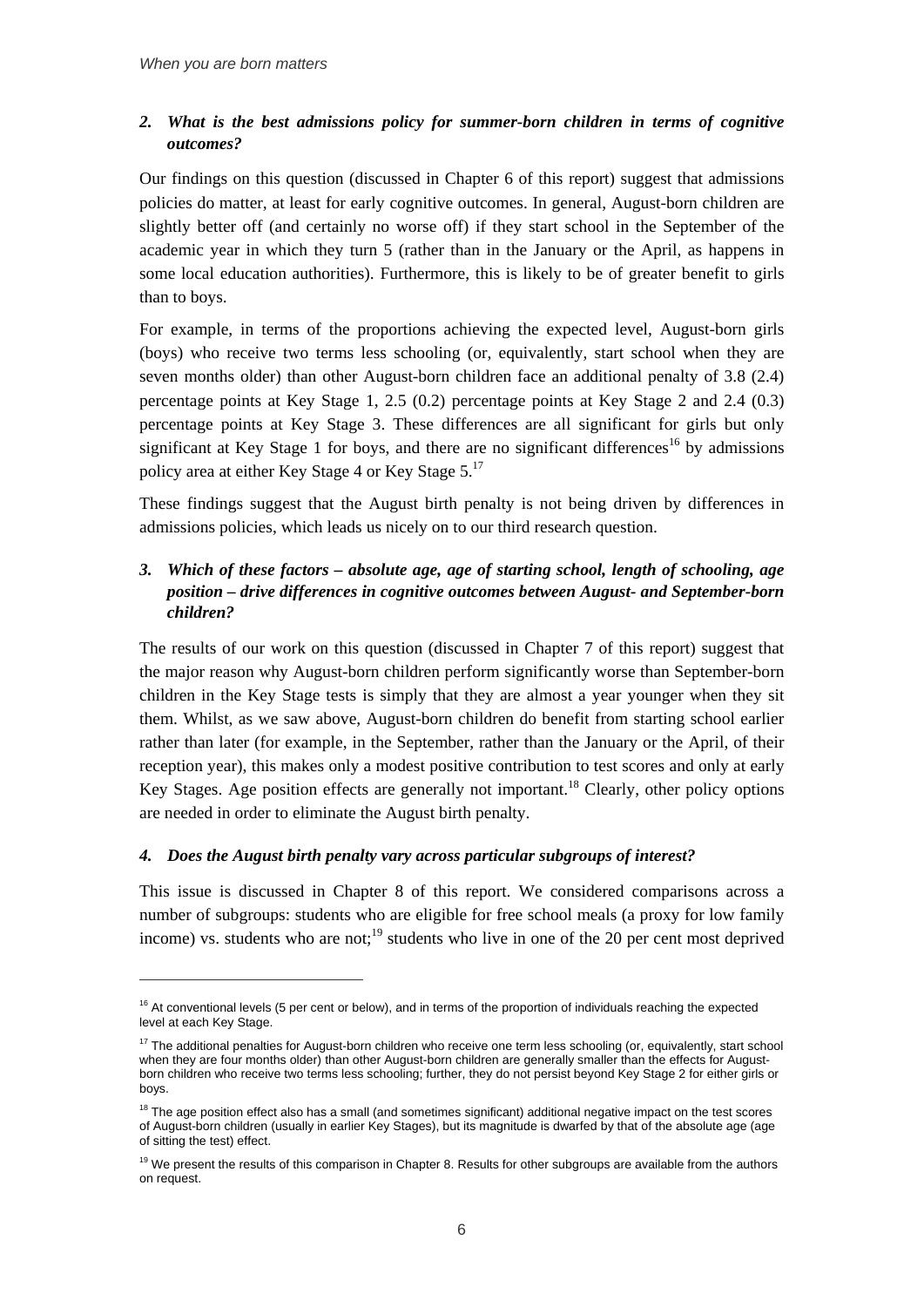*2. What is the best admissions policy for summer-born children in terms of cognitive outcomes?*

Our findings on this question (discussed in Chapter 6 of this report) suggest that admissions policies do matter, at least for early cognitive outcomes. In general, August-born children are slightly better off (and certainly no worse off) if they start school in the September of the academic year in which they turn 5 (rather than in the January or the April, as happens in some local education authorities). Furthermore, this is likely to be of greater benefit to girls than to boys.

For example, in terms of the proportions achieving the expected level, August-born girls (boys) who receive two terms less schooling (or, equivalently, start school when they are seven months older) than other August-born children face an additional penalty of 3.8 (2.4) percentage points at Key Stage 1, 2.5 (0.2) percentage points at Key Stage 2 and 2.4 (0.3) percentage points at Key Stage 3. These differences are all significant for girls but only significant at Key Stage 1 for boys, and there are no significant differences[16] by admissions policy area at either Key Stage 4 or Key Stage 5.[17]

These findings suggest that the August birth penalty is not being driven by differences in admissions policies, which leads us nicely on to our third research question.

*3. Which of these factors – absolute age, age of starting school, length of schooling, age position – drive differences in cognitive outcomes between August- and September-born children?*

The results of our work on this question (discussed in Chapter 7 of this report) suggest that the major reason why August-born children perform significantly worse than September-born children in the Key Stage tests is simply that they are almost a year younger when they sit them. Whilst, as we saw above, August-born children do benefit from starting school earlier rather than later (for example, in the September, rather than the January or the April, of their reception year), this makes only a modest positive contribution to test scores and only at early Key Stages. Age position effects are generally not important.[18] Clearly, other policy options are needed in order to eliminate the August birth penalty.

*4. Does the August birth penalty vary across particular subgroups of interest?*

This issue is discussed in Chapter 8 of this report. We considered comparisons across a number of subgroups: students who are eligible for free school meals (a proxy for low family income) vs. students who are not;[19] students who live in one of the 20 per cent most deprived

---

[16] At conventional levels (5 per cent or below), and in terms of the proportion of individuals reaching the expected level at each Key Stage.

[17] The additional penalties for August-born children who receive one term less schooling (or, equivalently, start school when they are four months older) than other August-born children are generally smaller than the effects for August-born children who receive two terms less schooling; further, they do not persist beyond Key Stage 2 for either girls or boys.

[18] The age position effect also has a small (and sometimes significant) additional negative impact on the test scores of August-born children (usually in earlier Key Stages), but its magnitude is dwarfed by that of the absolute age (age of sitting the test) effect.

[19] We present the results of this comparison in Chapter 8. Results for other subgroups are available from the authors on request.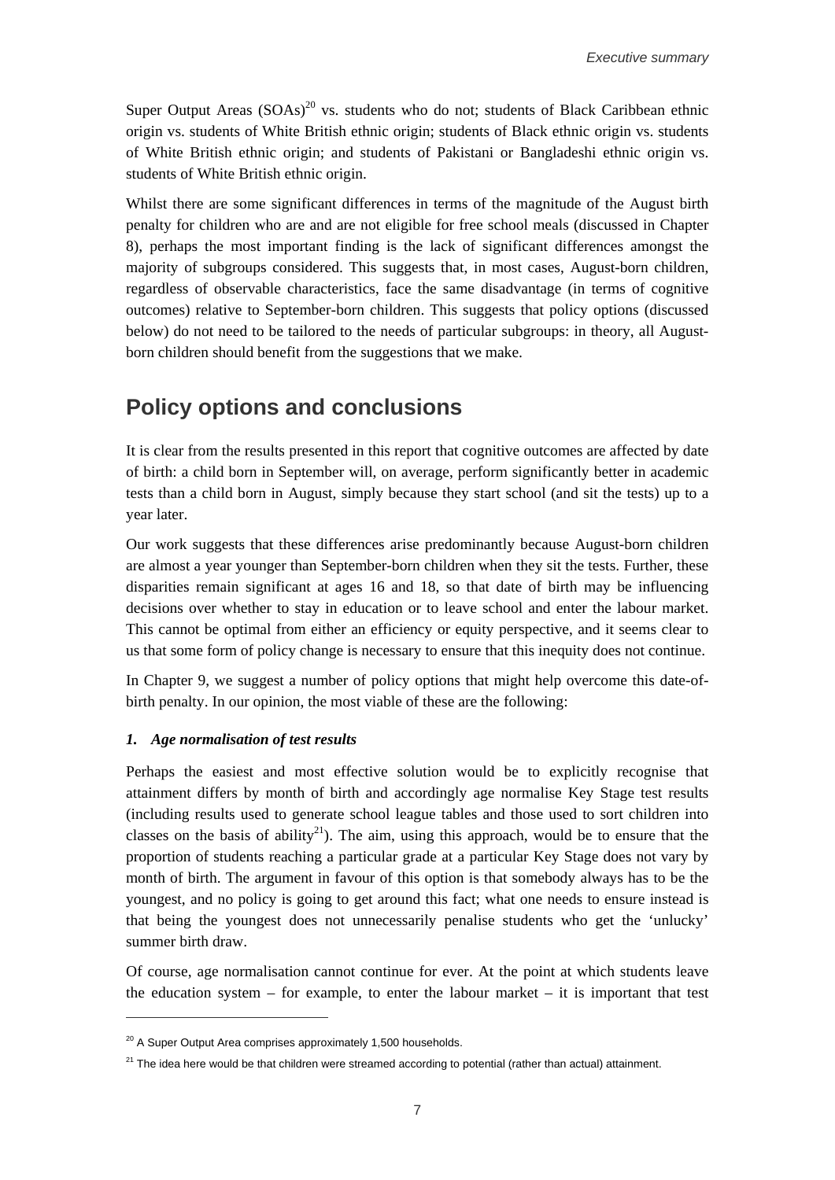Super Output Areas (SOAs)[20] vs. students who do not; students of Black Caribbean ethnic origin vs. students of White British ethnic origin; students of Black ethnic origin vs. students of White British ethnic origin; and students of Pakistani or Bangladeshi ethnic origin vs. students of White British ethnic origin.

Whilst there are some significant differences in terms of the magnitude of the August birth penalty for children who are and are not eligible for free school meals (discussed in Chapter 8), perhaps the most important finding is the lack of significant differences amongst the majority of subgroups considered. This suggests that, in most cases, August-born children, regardless of observable characteristics, face the same disadvantage (in terms of cognitive outcomes) relative to September-born children. This suggests that policy options (discussed below) do not need to be tailored to the needs of particular subgroups: in theory, all August-born children should benefit from the suggestions that we make.

## Policy options and conclusions

It is clear from the results presented in this report that cognitive outcomes are affected by date of birth: a child born in September will, on average, perform significantly better in academic tests than a child born in August, simply because they start school (and sit the tests) up to a year later.

Our work suggests that these differences arise predominantly because August-born children are almost a year younger than September-born children when they sit the tests. Further, these disparities remain significant at ages 16 and 18, so that date of birth may be influencing decisions over whether to stay in education or to leave school and enter the labour market. This cannot be optimal from either an efficiency or equity perspective, and it seems clear to us that some form of policy change is necessary to ensure that this inequity does not continue.

In Chapter 9, we suggest a number of policy options that might help overcome this date-of-birth penalty. In our opinion, the most viable of these are the following:

### *1. Age normalisation of test results*

Perhaps the easiest and most effective solution would be to explicitly recognise that attainment differs by month of birth and accordingly age normalise Key Stage test results (including results used to generate school league tables and those used to sort children into classes on the basis of ability[21]). The aim, using this approach, would be to ensure that the proportion of students reaching a particular grade at a particular Key Stage does not vary by month of birth. The argument in favour of this option is that somebody always has to be the youngest, and no policy is going to get around this fact; what one needs to ensure instead is that being the youngest does not unnecessarily penalise students who get the 'unlucky' summer birth draw.

Of course, age normalisation cannot continue for ever. At the point at which students leave the education system – for example, to enter the labour market – it is important that test

[20] A Super Output Area comprises approximately 1,500 households.

[21] The idea here would be that children were streamed according to potential (rather than actual) attainment.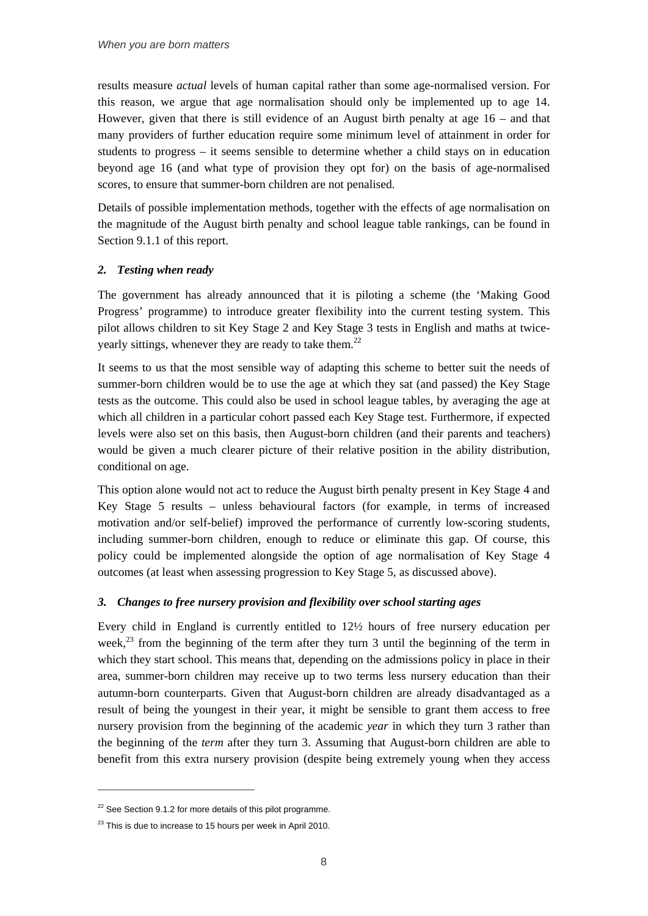results measure *actual* levels of human capital rather than some age-normalised version. For this reason, we argue that age normalisation should only be implemented up to age 14. However, given that there is still evidence of an August birth penalty at age 16 – and that many providers of further education require some minimum level of attainment in order for students to progress – it seems sensible to determine whether a child stays on in education beyond age 16 (and what type of provision they opt for) on the basis of age-normalised scores, to ensure that summer-born children are not penalised.

Details of possible implementation methods, together with the effects of age normalisation on the magnitude of the August birth penalty and school league table rankings, can be found in Section 9.1.1 of this report.

### *2. Testing when ready*

The government has already announced that it is piloting a scheme (the 'Making Good Progress' programme) to introduce greater flexibility into the current testing system. This pilot allows children to sit Key Stage 2 and Key Stage 3 tests in English and maths at twice-yearly sittings, whenever they are ready to take them.[22]

It seems to us that the most sensible way of adapting this scheme to better suit the needs of summer-born children would be to use the age at which they sat (and passed) the Key Stage tests as the outcome. This could also be used in school league tables, by averaging the age at which all children in a particular cohort passed each Key Stage test. Furthermore, if expected levels were also set on this basis, then August-born children (and their parents and teachers) would be given a much clearer picture of their relative position in the ability distribution, conditional on age.

This option alone would not act to reduce the August birth penalty present in Key Stage 4 and Key Stage 5 results – unless behavioural factors (for example, in terms of increased motivation and/or self-belief) improved the performance of currently low-scoring students, including summer-born children, enough to reduce or eliminate this gap. Of course, this policy could be implemented alongside the option of age normalisation of Key Stage 4 outcomes (at least when assessing progression to Key Stage 5, as discussed above).

### *3. Changes to free nursery provision and flexibility over school starting ages*

Every child in England is currently entitled to 12½ hours of free nursery education per week,[23] from the beginning of the term after they turn 3 until the beginning of the term in which they start school. This means that, depending on the admissions policy in place in their area, summer-born children may receive up to two terms less nursery education than their autumn-born counterparts. Given that August-born children are already disadvantaged as a result of being the youngest in their year, it might be sensible to grant them access to free nursery provision from the beginning of the academic *year* in which they turn 3 rather than the beginning of the *term* after they turn 3. Assuming that August-born children are able to benefit from this extra nursery provision (despite being extremely young when they access

[22] See Section 9.1.2 for more details of this pilot programme.

[23] This is due to increase to 15 hours per week in April 2010.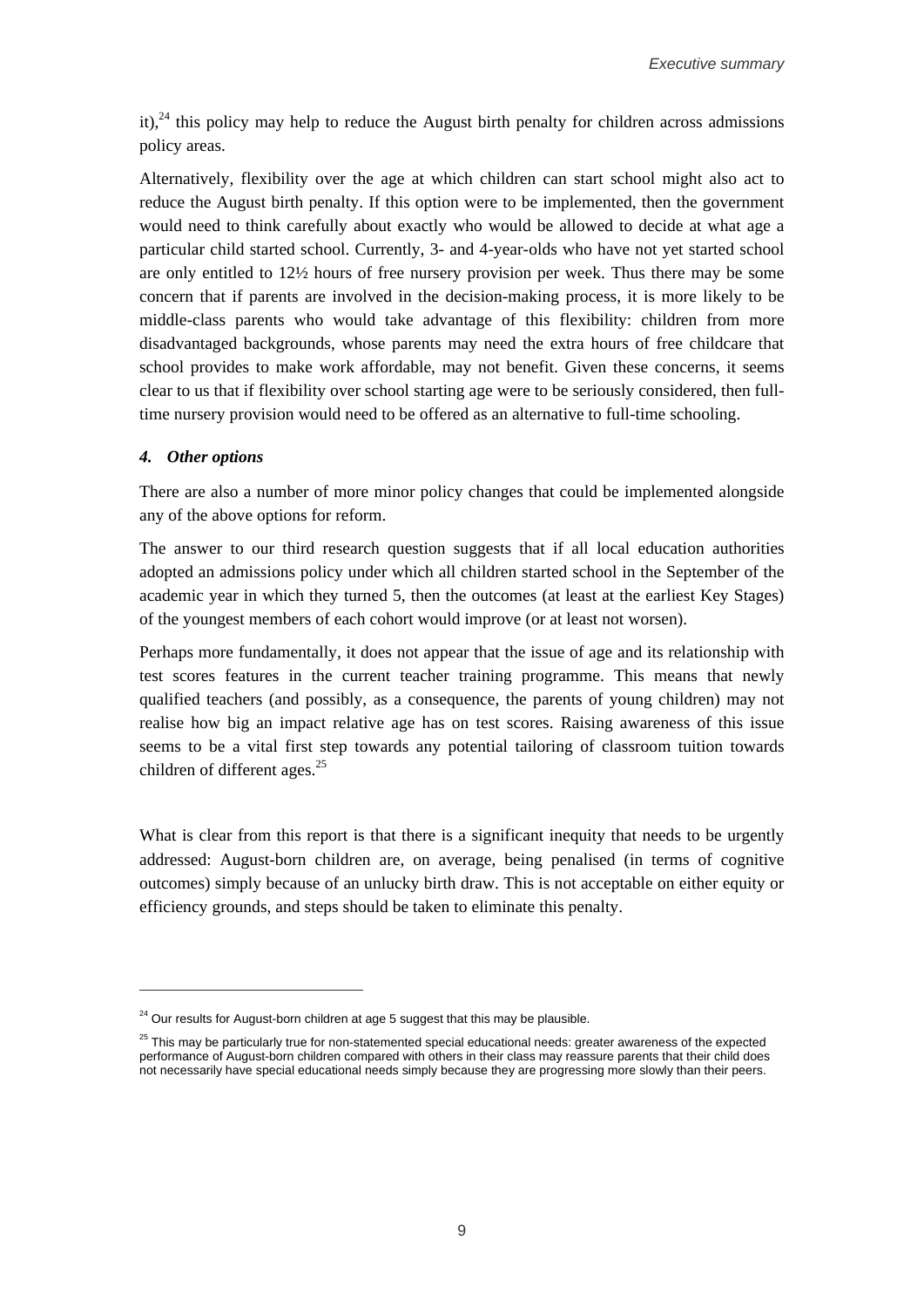it),[24] this policy may help to reduce the August birth penalty for children across admissions policy areas.

Alternatively, flexibility over the age at which children can start school might also act to reduce the August birth penalty. If this option were to be implemented, then the government would need to think carefully about exactly who would be allowed to decide at what age a particular child started school. Currently, 3- and 4-year-olds who have not yet started school are only entitled to 12½ hours of free nursery provision per week. Thus there may be some concern that if parents are involved in the decision-making process, it is more likely to be middle-class parents who would take advantage of this flexibility: children from more disadvantaged backgrounds, whose parents may need the extra hours of free childcare that school provides to make work affordable, may not benefit. Given these concerns, it seems clear to us that if flexibility over school starting age were to be seriously considered, then full-time nursery provision would need to be offered as an alternative to full-time schooling.

### *4. Other options*

There are also a number of more minor policy changes that could be implemented alongside any of the above options for reform.

The answer to our third research question suggests that if all local education authorities adopted an admissions policy under which all children started school in the September of the academic year in which they turned 5, then the outcomes (at least at the earliest Key Stages) of the youngest members of each cohort would improve (or at least not worsen).

Perhaps more fundamentally, it does not appear that the issue of age and its relationship with test scores features in the current teacher training programme. This means that newly qualified teachers (and possibly, as a consequence, the parents of young children) may not realise how big an impact relative age has on test scores. Raising awareness of this issue seems to be a vital first step towards any potential tailoring of classroom tuition towards children of different ages.[25]

What is clear from this report is that there is a significant inequity that needs to be urgently addressed: August-born children are, on average, being penalised (in terms of cognitive outcomes) simply because of an unlucky birth draw. This is not acceptable on either equity or efficiency grounds, and steps should be taken to eliminate this penalty.

---

[24] Our results for August-born children at age 5 suggest that this may be plausible.

[25] This may be particularly true for non-statemented special educational needs: greater awareness of the expected performance of August-born children compared with others in their class may reassure parents that their child does not necessarily have special educational needs simply because they are progressing more slowly than their peers.